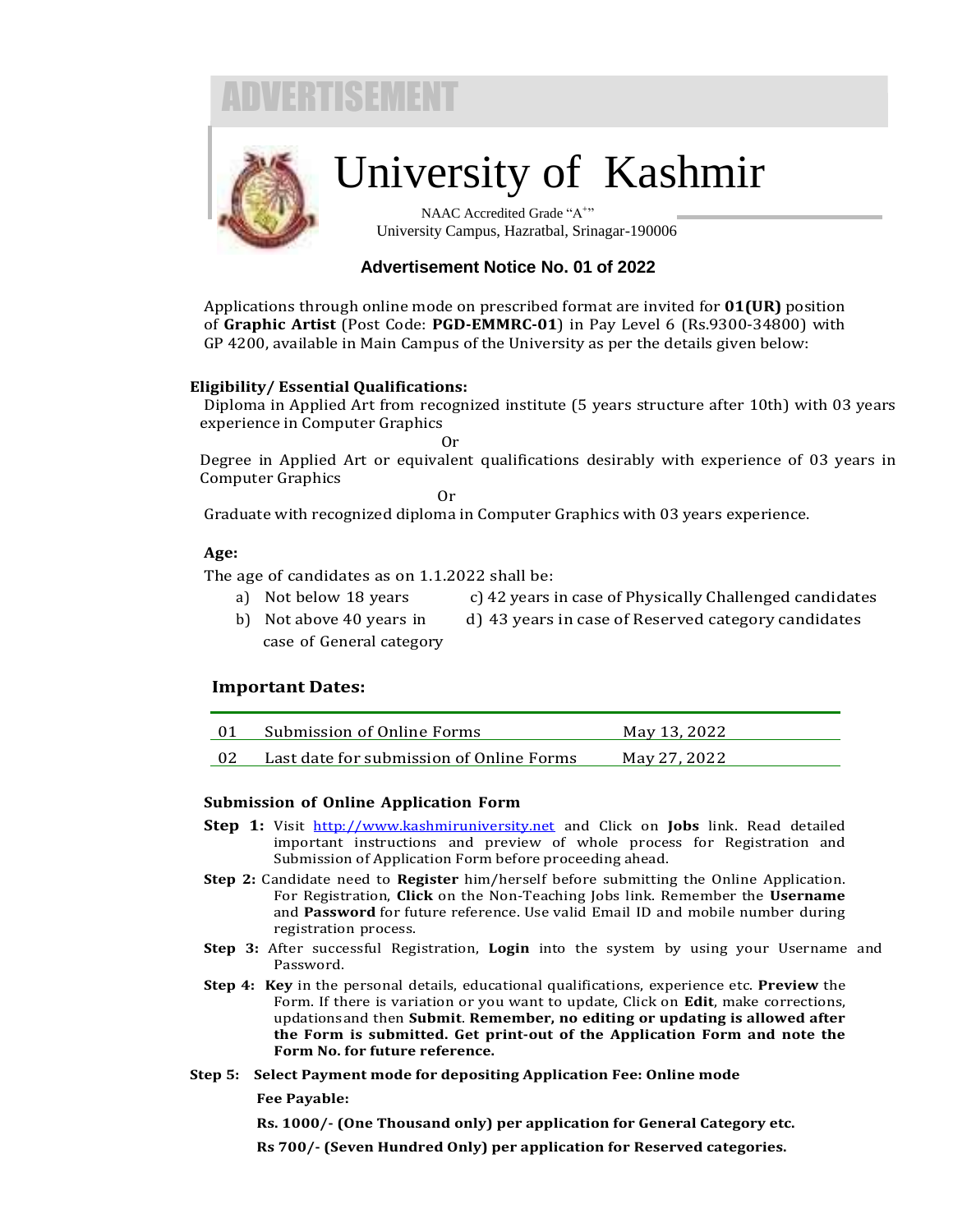# ADVERTISEMENT

# University of Kashmir

NAAC Accredited Grade "A+"

University Campus, Hazratbal, Srinagar-190006

## Advertisement Notice No. 01 of 2022

Applications through online mode on prescribed format are invited for **01(UR)** position of **Graphic Artist** (Post Code: **PGD-EMMRC-01**) in Pay Level 6 (Rs.9300-34800) with GP 4200, available in Main Campus of the University as per the details given below:

**Eligibility/ Essential Qualifications:**

Diploma in Applied Art from recognized institute (5 years structure after 10th) with 03 years experience in Computer Graphics

Or

Degree in Applied Art or equivalent qualifications desirably with experience of 03 years in Computer Graphics

Or

Graduate with recognized diploma in Computer Graphics with 03 years experience.

**Age:**

The age of candidates as on 1.1.2022 shall be:

a) Not below 18 years

b) Not above 40 years in case of General category

c) 42 years in case of Physically Challenged candidates

d) 43 years in case of Reserved category candidates

### Important Dates:

| | | |
|---|---|---|
| 01 | Submission of Online Forms | May 13, 2022 |
| 02 | Last date for submission of Online Forms | May 27, 2022 |

**Submission of Online Application Form**

**Step 1:** Visit http://www.kashmiruniversity.net and Click on **Jobs** link. Read detailed important instructions and preview of whole process for Registration and Submission of Application Form before proceeding ahead.

**Step 2:** Candidate need to **Register** him/herself before submitting the Online Application. For Registration, **Click** on the Non-Teaching Jobs link. Remember the **Username** and **Password** for future reference. Use valid Email ID and mobile number during registration process.

**Step 3:** After successful Registration, **Login** into the system by using your Username and Password.

**Step 4:** **Key** in the personal details, educational qualifications, experience etc. **Preview** the Form. If there is variation or you want to update, Click on **Edit**, make corrections, updations and then **Submit**. **Remember, no editing or updating is allowed after the Form is submitted. Get print-out of the Application Form and note the Form No. for future reference.**

**Step 5: Select Payment mode for depositing Application Fee: Online mode**

**Fee Payable:**

**Rs. 1000/- (One Thousand only) per application for General Category etc.**

**Rs 700/- (Seven Hundred Only) per application for Reserved categories.**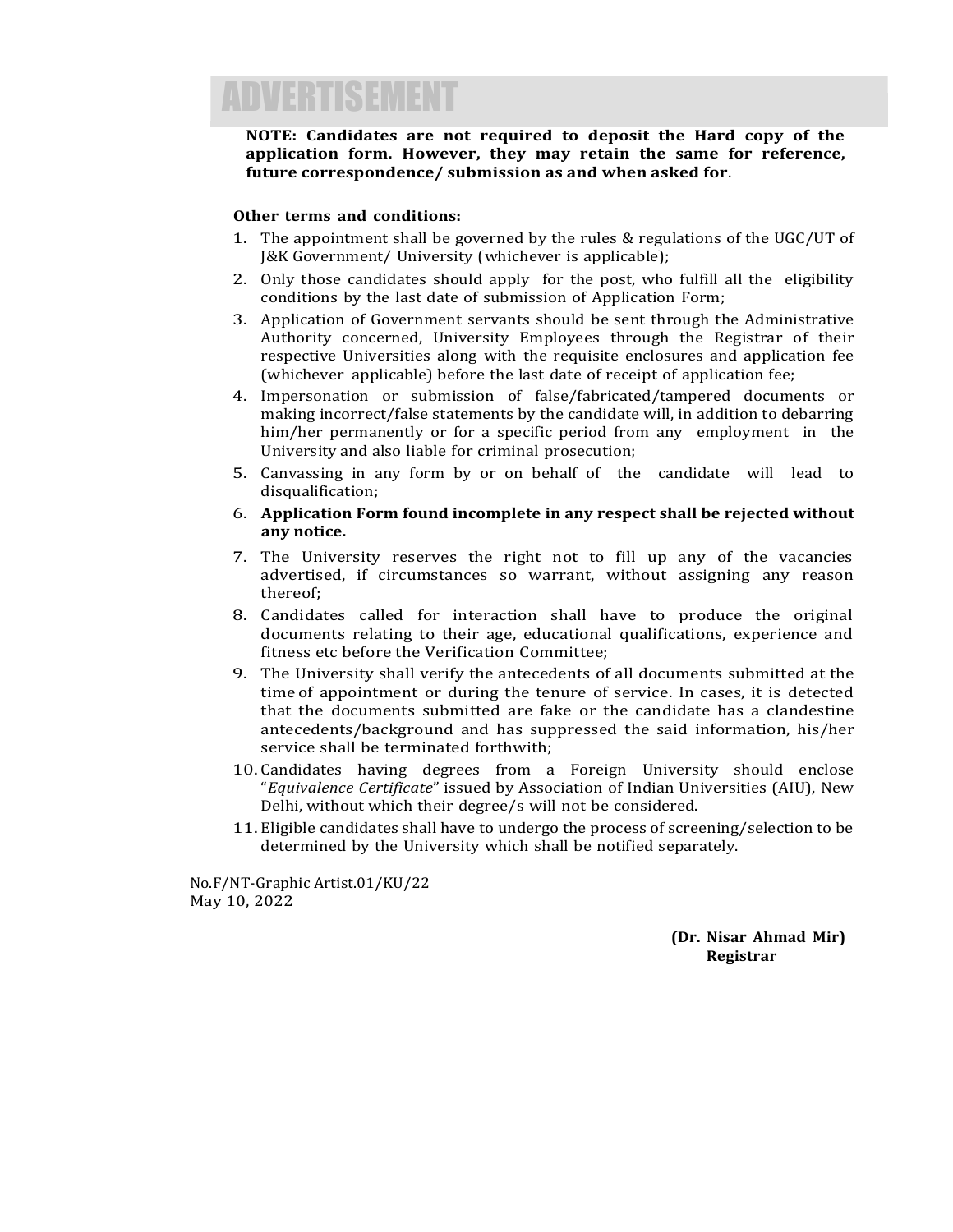# ADVERTISEMENT

**NOTE: Candidates are not required to deposit the Hard copy of the application form. However, they may retain the same for reference, future correspondence/ submission as and when asked for**.

**Other terms and conditions:**

1. The appointment shall be governed by the rules & regulations of the UGC/UT of J&K Government/ University (whichever is applicable);
2. Only those candidates should apply for the post, who fulfill all the eligibility conditions by the last date of submission of Application Form;
3. Application of Government servants should be sent through the Administrative Authority concerned, University Employees through the Registrar of their respective Universities along with the requisite enclosures and application fee (whichever applicable) before the last date of receipt of application fee;
4. Impersonation or submission of false/fabricated/tampered documents or making incorrect/false statements by the candidate will, in addition to debarring him/her permanently or for a specific period from any employment in the University and also liable for criminal prosecution;
5. Canvassing in any form by or on behalf of the candidate will lead to disqualification;
6. **Application Form found incomplete in any respect shall be rejected without any notice.**
7. The University reserves the right not to fill up any of the vacancies advertised, if circumstances so warrant, without assigning any reason thereof;
8. Candidates called for interaction shall have to produce the original documents relating to their age, educational qualifications, experience and fitness etc before the Verification Committee;
9. The University shall verify the antecedents of all documents submitted at the time of appointment or during the tenure of service. In cases, it is detected that the documents submitted are fake or the candidate has a clandestine antecedents/background and has suppressed the said information, his/her service shall be terminated forthwith;
10. Candidates having degrees from a Foreign University should enclose "*Equivalence Certificate*" issued by Association of Indian Universities (AIU), New Delhi, without which their degree/s will not be considered.
11. Eligible candidates shall have to undergo the process of screening/selection to be determined by the University which shall be notified separately.

No.F/NT-Graphic Artist.01/KU/22
May 10, 2022

**(Dr. Nisar Ahmad Mir)**
**Registrar**